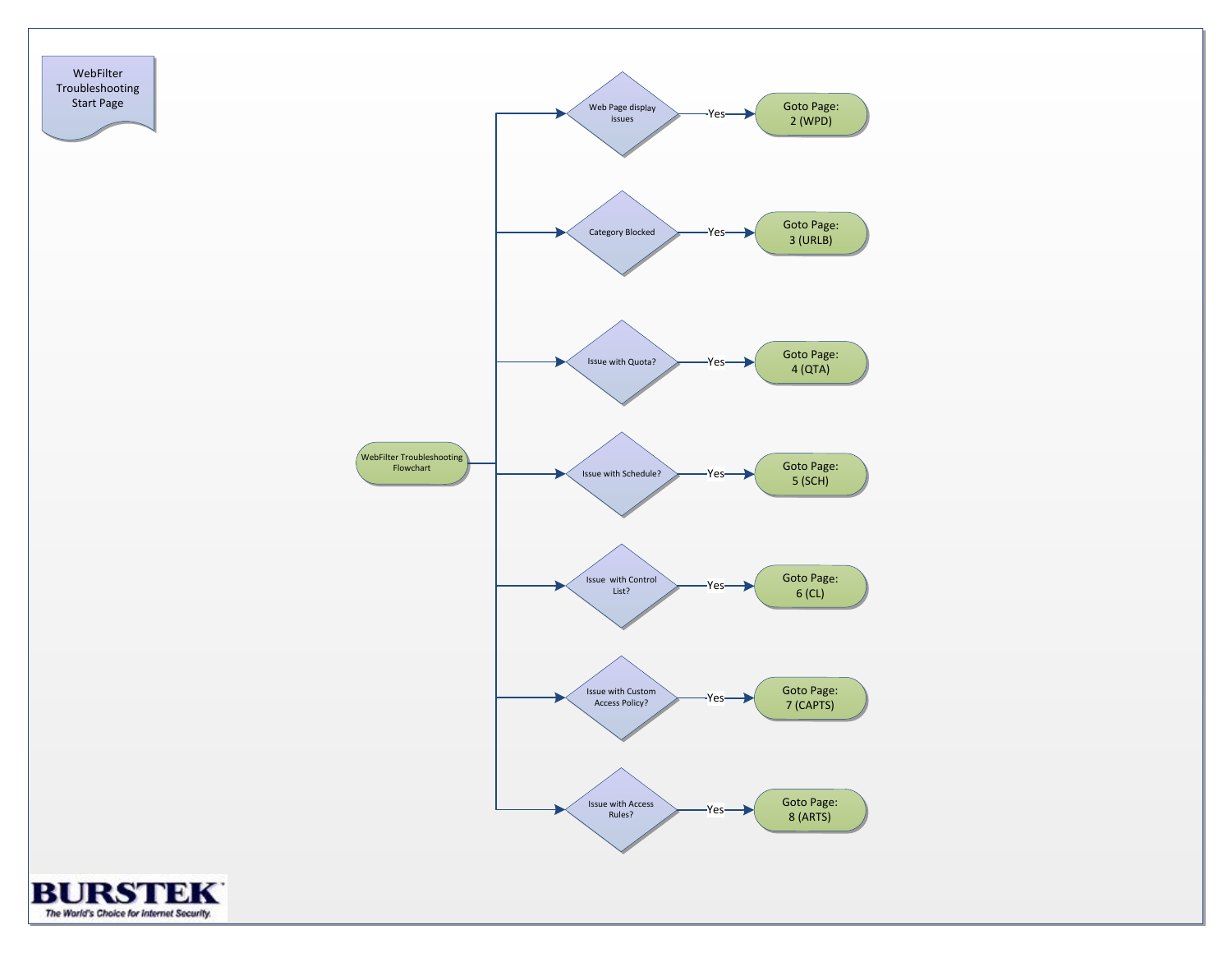# WebFilter Troubleshooting Start Page

WebFilter Troubleshooting Flowchart

- Web Page display issues → Yes → Goto Page: 2 (WPD)
- Category Blocked → Yes → Goto Page: 3 (URLB)
- Issue with Quota? → Yes → Goto Page: 4 (QTA)
- Issue with Schedule? → Yes → Goto Page: 5 (SCH)
- Issue with Control List? → Yes → Goto Page: 6 (CL)
- Issue with Custom Access Policy? → Yes → Goto Page: 7 (CAPTS)
- Issue with Access Rules? → Yes → Goto Page: 8 (ARTS)

BURSTEK
*The World's Choice for Internet Security.*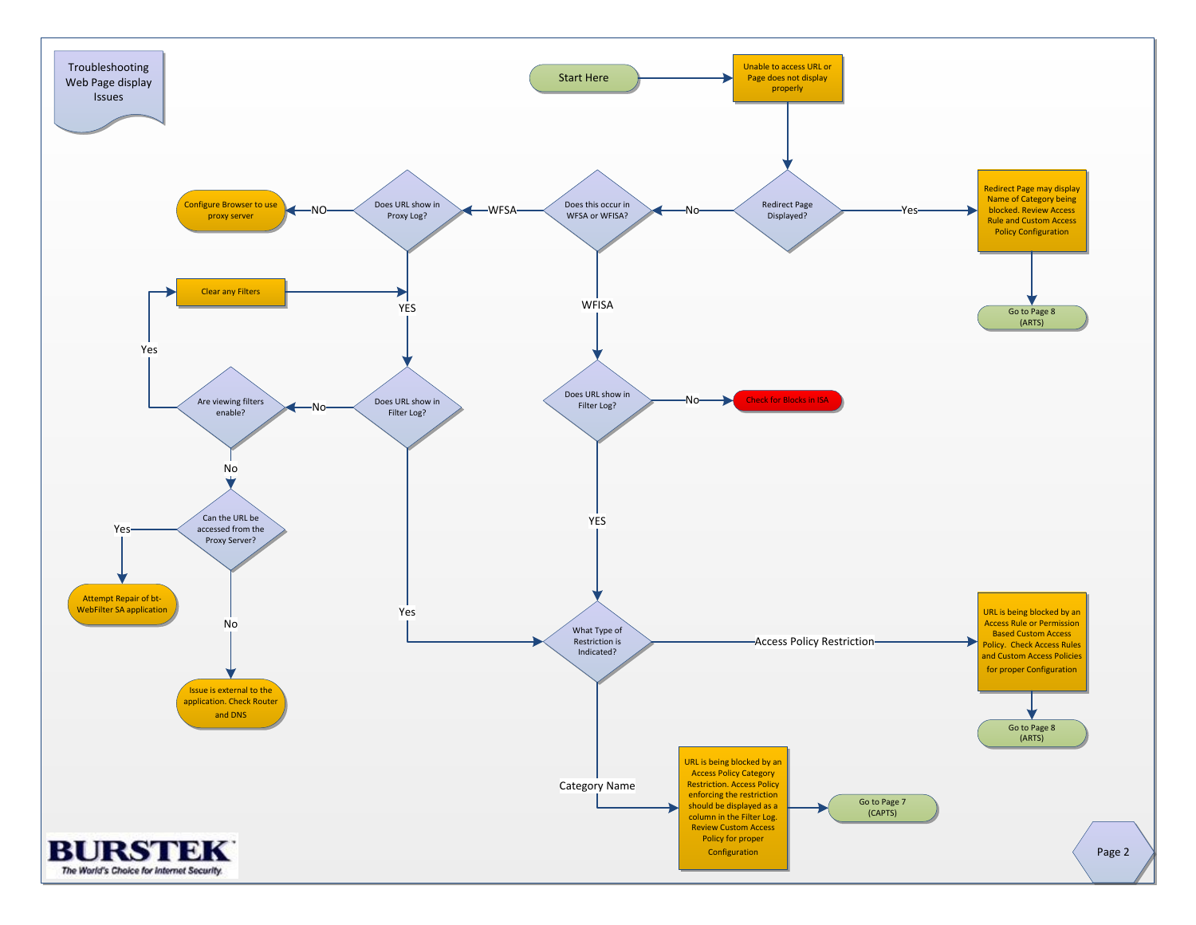# Troubleshooting Web Page display Issues

Start Here

Unable to access URL or Page does not display properly

Redirect Page Displayed?

- Yes → Redirect Page may display Name of Category being blocked. Review Access Rule and Custom Access Policy Configuration → Go to Page 8 (ARTS)
- No → Does this occur in WFSA or WFISA?

Does this occur in WFSA or WFISA?

- WFSA → Does URL show in Proxy Log?
- WFISA → Does URL show in Filter Log?

Does URL show in Proxy Log? (WFSA)

- NO → Configure Browser to use proxy server
- YES → Does URL show in Filter Log?

Does URL show in Filter Log? (WFSA)

- Yes → What Type of Restriction is Indicated?
- No → Are viewing filters enable?

Are viewing filters enable?

- Yes → Clear any Filters → (return to Does URL show in Filter Log?)
- No → Can the URL be accessed from the Proxy Server?

Can the URL be accessed from the Proxy Server?

- Yes → Attempt Repair of bt-WebFilter SA application
- No → Issue is external to the application. Check Router and DNS

Does URL show in Filter Log? (WFISA)

- No → Check for Blocks in ISA
- YES → What Type of Restriction is Indicated?

What Type of Restriction is Indicated?

- Access Policy Restriction → URL is being blocked by an Access Rule or Permission Based Custom Access Policy. Check Access Rules and Custom Access Policies for proper Configuration → Go to Page 8 (ARTS)
- Category Name → URL is being blocked by an Access Policy Category Restriction. Access Policy enforcing the restriction should be displayed as a column in the Filter Log. Review Custom Access Policy for proper Configuration → Go to Page 7 (CAPTS)

BURSTEK
*The World's Choice for Internet Security.*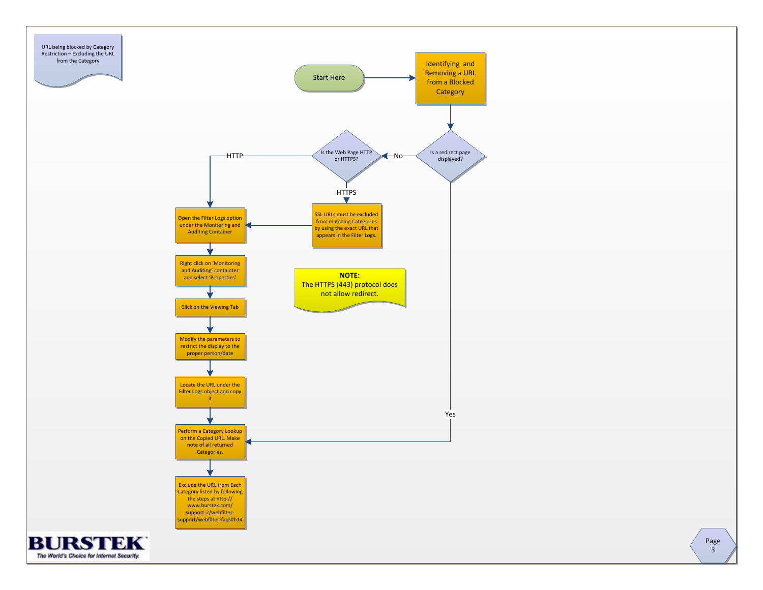URL being blocked by Category Restriction – Excluding the URL from the Category

Start Here

**Identifying and Removing a URL from a Blocked Category**

Is a redirect page displayed?

- **No** → Is the Web Page HTTP or HTTPS?
  - **HTTP** → Open the Filter Logs option under the Monitoring and Auditing Container
  - **HTTPS** → SSL URLs must be excluded from matching Categories by using the exact URL that appears in the Filter Logs. → Open the Filter Logs option under the Monitoring and Auditing Container
- **Yes** → Perform a Category Lookup on the Copied URL. Make note of all returned Categories.

Steps:

1. Open the Filter Logs option under the Monitoring and Auditing Container
2. Right click on 'Monitoring and Auditing' containter and select 'Properties'
3. Click on the Viewing Tab
4. Modify the parameters to restrict the display to the proper person/date
5. Locate the URL under the Filter Logs object and copy it
6. Perform a Category Lookup on the Copied URL. Make note of all returned Categories.
7. Exclude the URL from Each Category listed by following the steps at http://www.burstek.com/support-2/webfilter-support/webfilter-faqs#h14

**NOTE:**
The HTTPS (443) protocol does not allow redirect.

BURSTEK
*The World's Choice for Internet Security.*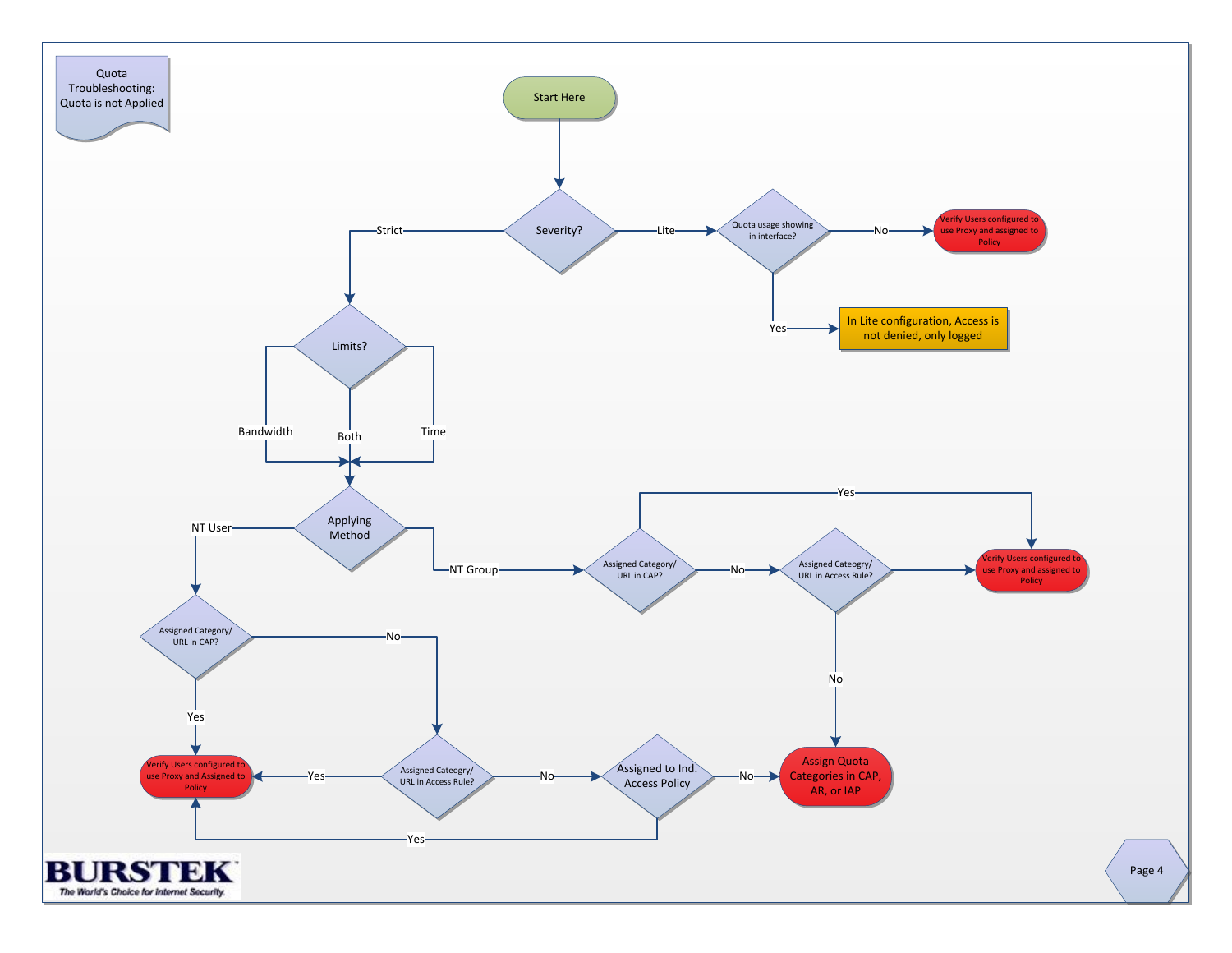# Quota Troubleshooting: Quota is not Applied

Start Here

Severity?

- Lite → Quota usage showing in interface?
  - No → Verify Users configured to use Proxy and assigned to Policy
  - Yes → In Lite configuration, Access is not denied, only logged
- Strict → Limits?
  - Bandwidth / Both / Time → Applying Method
    - NT Group → Assigned Category/ URL in CAP?
      - Yes → Verify Users configured to use Proxy and assigned to Policy
      - No → Assigned Category/ URL in Access Rule?
        - (Yes) → Verify Users configured to use Proxy and assigned to Policy
        - No → Assign Quota Categories in CAP, AR, or IAP
    - NT User → Assigned Category/ URL in CAP?
      - Yes → Verify Users configured to use Proxy and Assigned to Policy
      - No → Assigned Category/ URL in Access Rule?
        - Yes → Verify Users configured to use Proxy and Assigned to Policy
        - No → Assigned to Ind. Access Policy
          - Yes → Verify Users configured to use Proxy and Assigned to Policy
          - No → Assign Quota Categories in CAP, AR, or IAP

BURSTEK
The World's Choice for Internet Security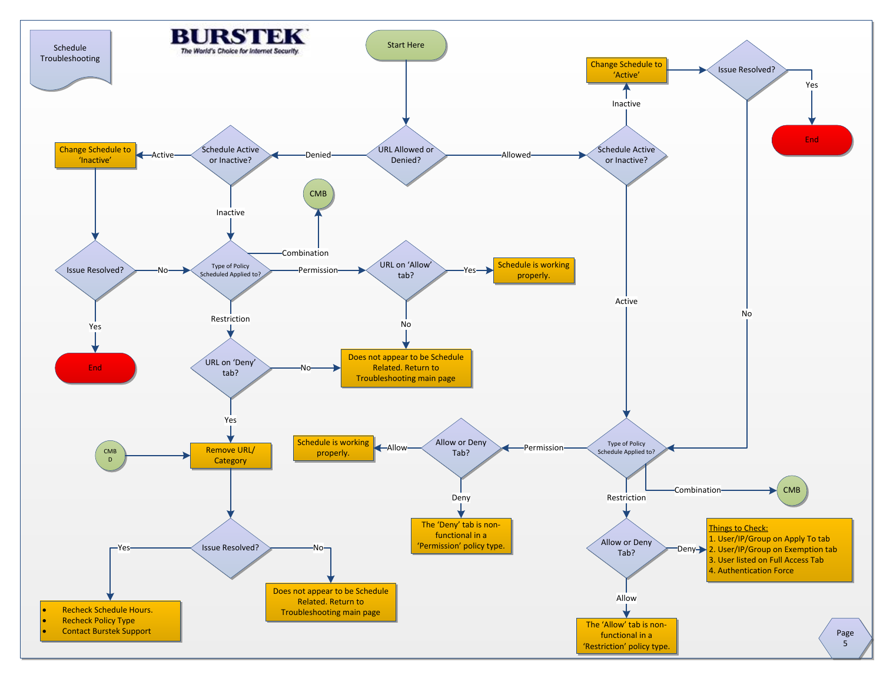# Schedule Troubleshooting

**BURSTEK** — The World's Choice for Internet Security.

**Start Here**

**URL Allowed or Denied?**

- **Denied** → **Schedule Active or Inactive?**
  - **Active** → Change Schedule to 'Inactive' → **Issue Resolved?**
    - **Yes** → End
    - **No** → Type of Policy Scheduled Applied to?
  - **Inactive** → **Type of Policy Scheduled Applied to?**
    - **Combination** → CMB
    - **Permission** → **URL on 'Allow' tab?**
      - **Yes** → Schedule is working properly.
      - **No** → Does not appear to be Schedule Related. Return to Troubleshooting main page
    - **Restriction** → **URL on 'Deny' tab?**
      - **No** → Does not appear to be Schedule Related. Return to Troubleshooting main page
      - **Yes** → Remove URL/ Category → **Issue Resolved?**
        - **Yes** →
          - Recheck Schedule Hours.
          - Recheck Policy Type
          - Contact Burstek Support
        - **No** → Does not appear to be Schedule Related. Return to Troubleshooting main page

CMB D → Remove URL/ Category

- **Allowed** → **Schedule Active or Inactive?**
  - **Inactive** → Change Schedule to 'Active' → **Issue Resolved?**
    - **Yes** → End
    - **No** → Type of Policy Schedule Applied to?
  - **Active** → **Type of Policy Schedule Applied to?**
    - **Permission** → **Allow or Deny Tab?**
      - **Allow** → Schedule is working properly.
      - **Deny** → The 'Deny' tab is non-functional in a 'Permission' policy type.
    - **Combination** → CMB
    - **Restriction** → **Allow or Deny Tab?**
      - **Allow** → The 'Allow' tab is non-functional in a 'Restriction' policy type.
      - **Deny** → Things to Check:
        1. User/IP/Group on Apply To tab
        2. User/IP/Group on Exemption tab
        3. User listed on Full Access Tab
        4. Authentication Force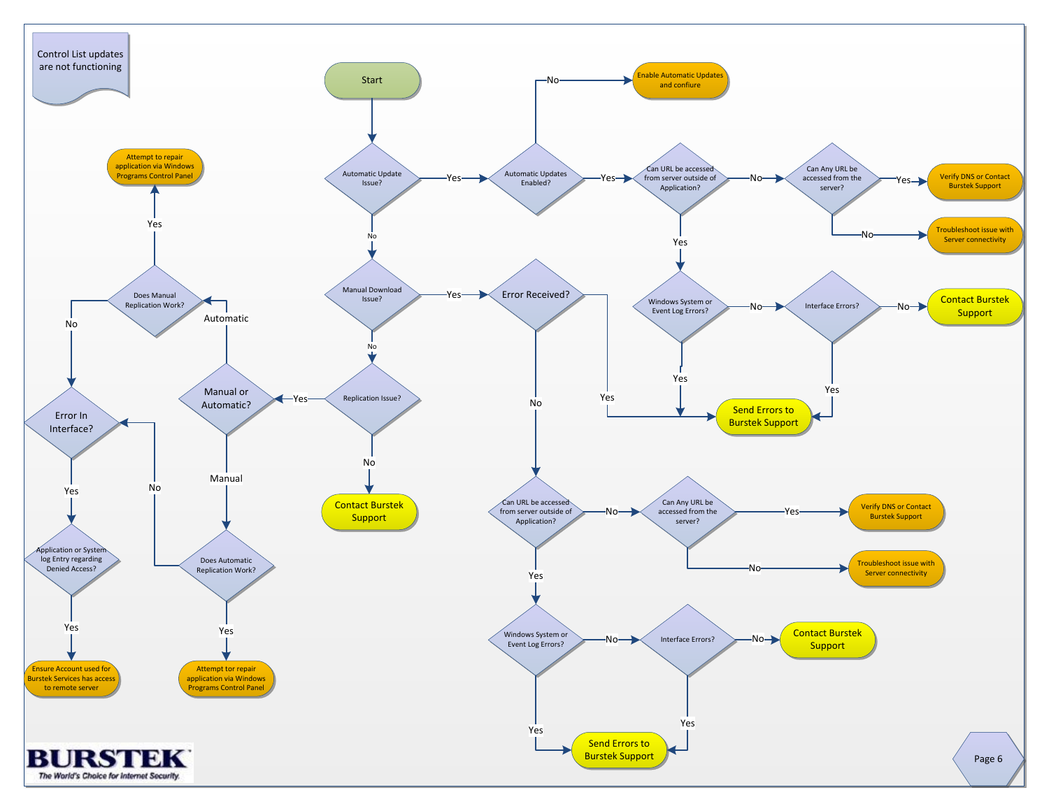# Control List updates are not functioning

**Start**

1. **Automatic Update Issue?**
   - **Yes** → **Automatic Updates Enabled?**
     - **No** → Enable Automatic Updates and confiure
     - **Yes** → **Can URL be accessed from server outside of Application?**
       - **No** → **Can Any URL be accessed from the server?**
         - **Yes** → Verify DNS or Contact Burstek Support
         - **No** → Troubleshoot issue with Server connectivity
       - **Yes** → **Windows System or Event Log Errors?**
         - **Yes** → Send Errors to Burstek Support
         - **No** → **Interface Errors?**
           - **Yes** → Send Errors to Burstek Support
           - **No** → Contact Burstek Support
   - **No** → **Manual Download Issue?**
     - **Yes** → **Error Received?**
       - **Yes** → Send Errors to Burstek Support
       - **No** → **Can URL be accessed from server outside of Application?**
         - **No** → **Can Any URL be accessed from the server?**
           - **Yes** → Verify DNS or Contact Burstek Support
           - **No** → Troubleshoot issue with Server connectivity
         - **Yes** → **Windows System or Event Log Errors?**
           - **Yes** → Send Errors to Burstek Support
           - **No** → **Interface Errors?**
             - **Yes** → Send Errors to Burstek Support
             - **No** → Contact Burstek Support
     - **No** → **Replication Issue?**
       - **No** → Contact Burstek Support
       - **Yes** → **Manual or Automatic?**
         - **Automatic** → **Does Manual Replication Work?**
           - **Yes** → Attempt to repair application via Windows Programs Control Panel
           - **No** → **Error In Interface?**
         - **Manual** → **Does Automatic Replication Work?**
           - **Yes** → Attempt tor repair application via Windows Programs Control Panel
           - **No** → **Error In Interface?**

**Error In Interface?**
- **Yes** → **Application or System log Entry regarding Denied Access?**
  - **Yes** → Ensure Account used for Burstek Services has access to remote server

BURSTEK — The World's Choice for Internet Security.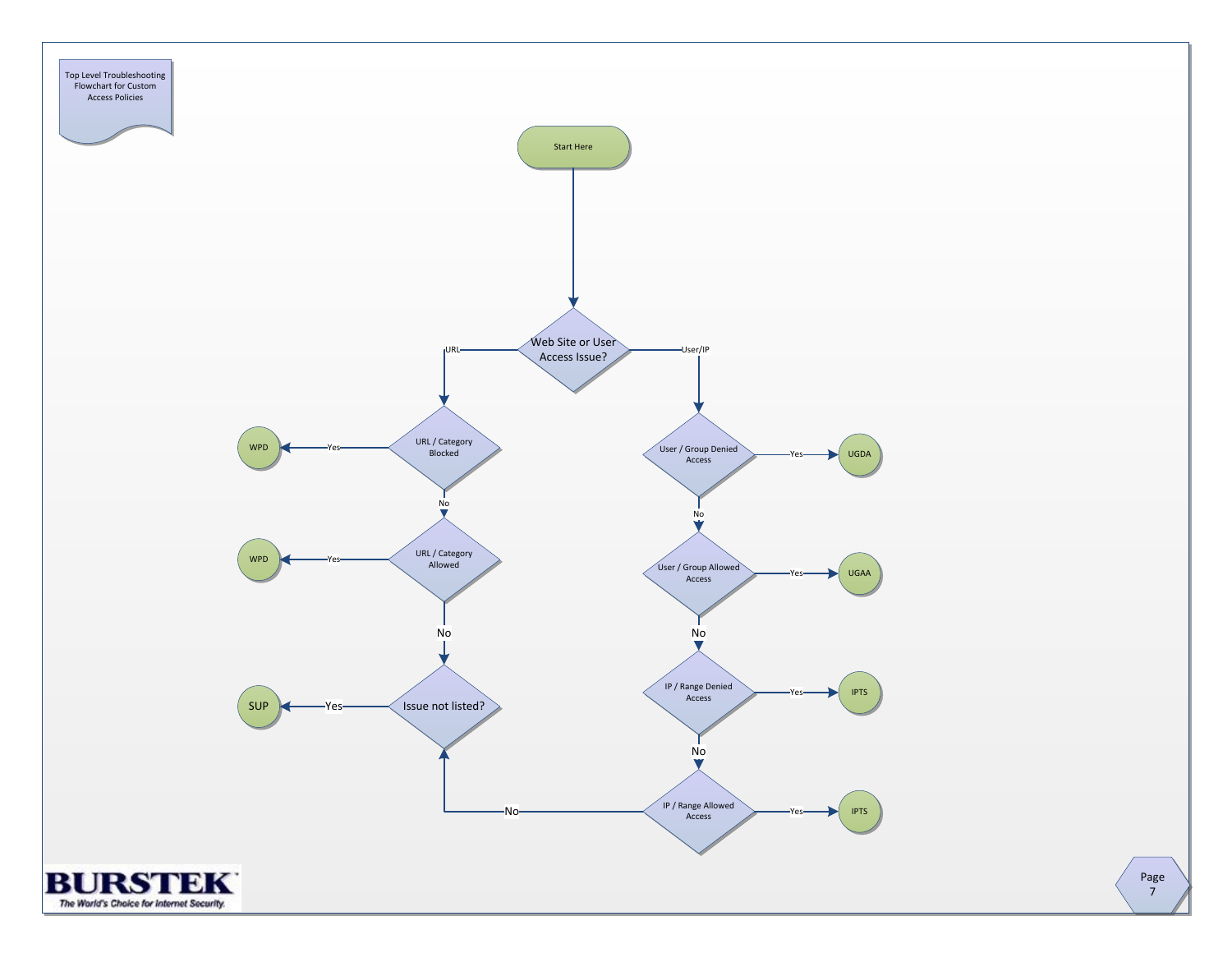Top Level Troubleshooting Flowchart for Custom Access Policies

Start Here

Web Site or User Access Issue?

- URL → URL / Category Blocked
  - Yes → WPD
  - No → URL / Category Allowed
    - Yes → WPD
    - No → Issue not listed?
      - Yes → SUP
- User/IP → User / Group Denied Access
  - Yes → UGDA
  - No → User / Group Allowed Access
    - Yes → UGAA
    - No → IP / Range Denied Access
      - Yes → IPTS
      - No → IP / Range Allowed Access
        - Yes → IPTS
        - No → Issue not listed?

BURSTEK
The World's Choice for Internet Security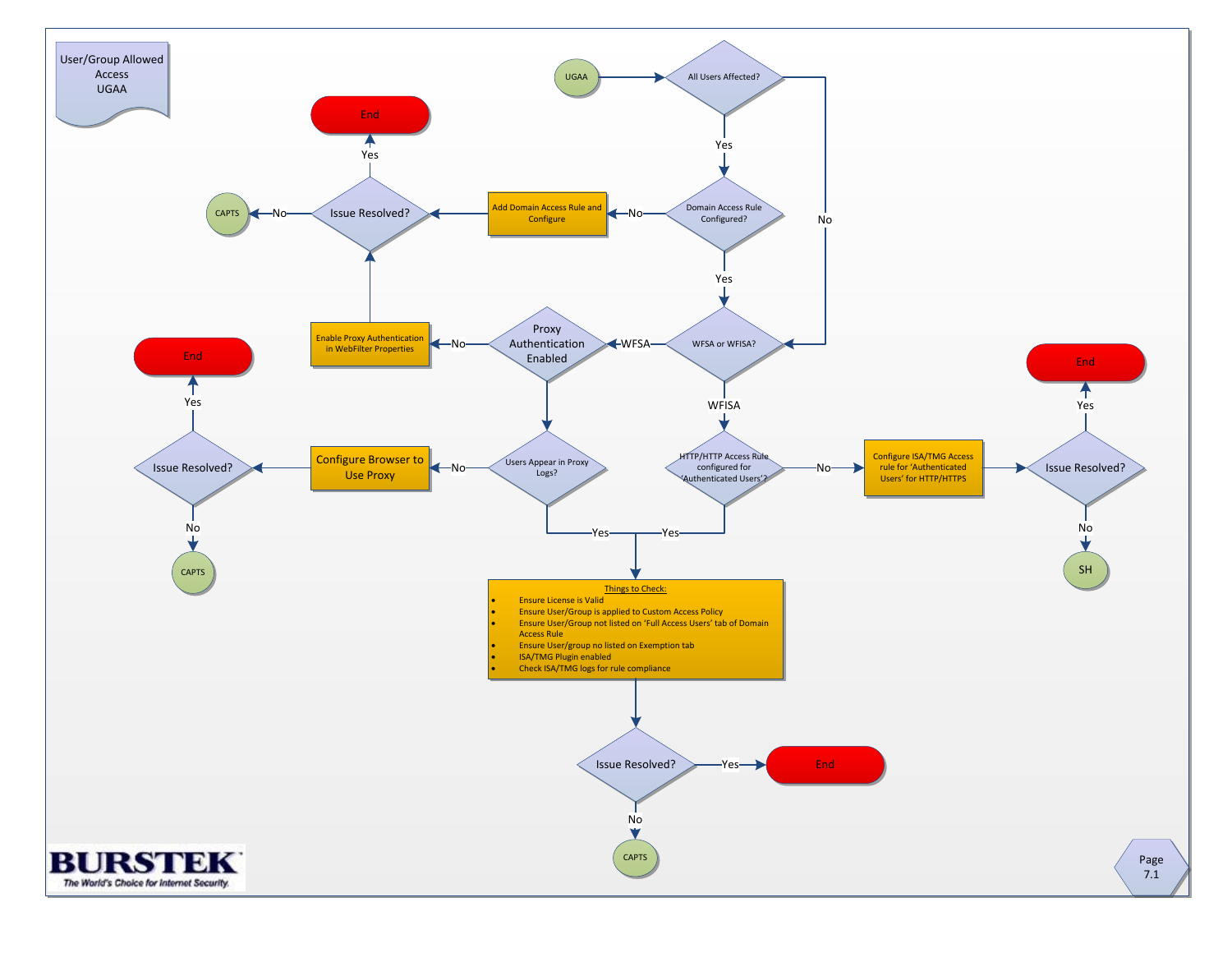# User/Group Allowed Access UGAA

**UGAA** → All Users Affected?

- **Yes** → Domain Access Rule Configured?
  - **No** → Add Domain Access Rule and Configure → Issue Resolved?
    - **Yes** → End
    - **No** → CAPTS
  - **Yes** → WFSA or WFISA?
- **No** → WFSA or WFISA?

**WFSA or WFISA?**

- **WFSA** → Proxy Authentication Enabled
  - **No** → Enable Proxy Authentication in WebFilter Properties → Issue Resolved?
  - **Yes** → Users Appear in Proxy Logs?
    - **No** → Configure Browser to Use Proxy → Issue Resolved?
      - **Yes** → End
      - **No** → CAPTS
    - **Yes** → Things to Check
- **WFISA** → HTTP/HTTP Access Rule configured for 'Authenticated Users'?
  - **No** → Configure ISA/TMG Access rule for 'Authenticated Users' for HTTP/HTTPS → Issue Resolved?
    - **Yes** → End
    - **No** → SH
  - **Yes** → Things to Check

**Things to Check:**

- Ensure License is Valid
- Ensure User/Group is applied to Custom Access Policy
- Ensure User/Group not listed on 'Full Access Users' tab of Domain Access Rule
- Ensure User/group no listed on Exemption tab
- ISA/TMG Plugin enabled
- Check ISA/TMG logs for rule compliance

→ Issue Resolved?

- **Yes** → End
- **No** → CAPTS

BURSTEK
*The World's Choice for Internet Security.*

Page 7.1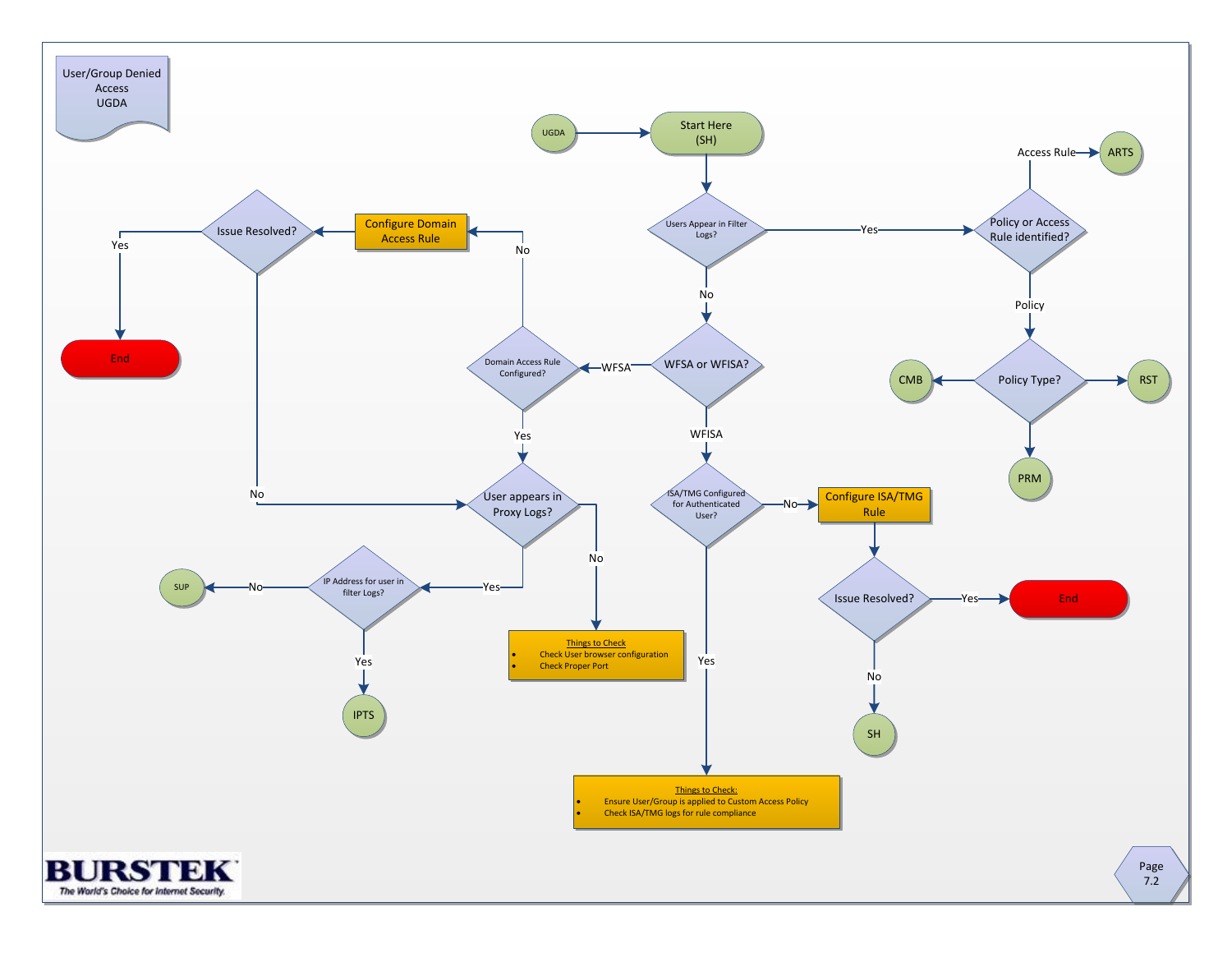# User/Group Denied Access UGDA

UGDA → Start Here (SH)

**Users Appear in Filter Logs?**
- Yes → **Policy or Access Rule identified?**
  - Access Rule → ARTS
  - Policy → **Policy Type?**
    - CMB
    - RST
    - PRM
- No → **WFSA or WFISA?**
  - WFSA → **Domain Access Rule Configured?**
    - No → **Configure Domain Access Rule** → **Issue Resolved?**
      - Yes → End
      - No → User appears in Proxy Logs?
    - Yes → **User appears in Proxy Logs?**
      - No → Things to Check
        - Check User browser configuration
        - Check Proper Port
      - Yes → **IP Address for user in filter Logs?**
        - No → SUP
        - Yes → IPTS
  - WFISA → **ISA/TMG Configured for Authenticated User?**
    - No → **Configure ISA/TMG Rule** → **Issue Resolved?**
      - Yes → End
      - No → SH
    - Yes → Things to Check:
      - Ensure User/Group is applied to Custom Access Policy
      - Check ISA/TMG logs for rule compliance

BURSTEK
The World's Choice for Internet Security.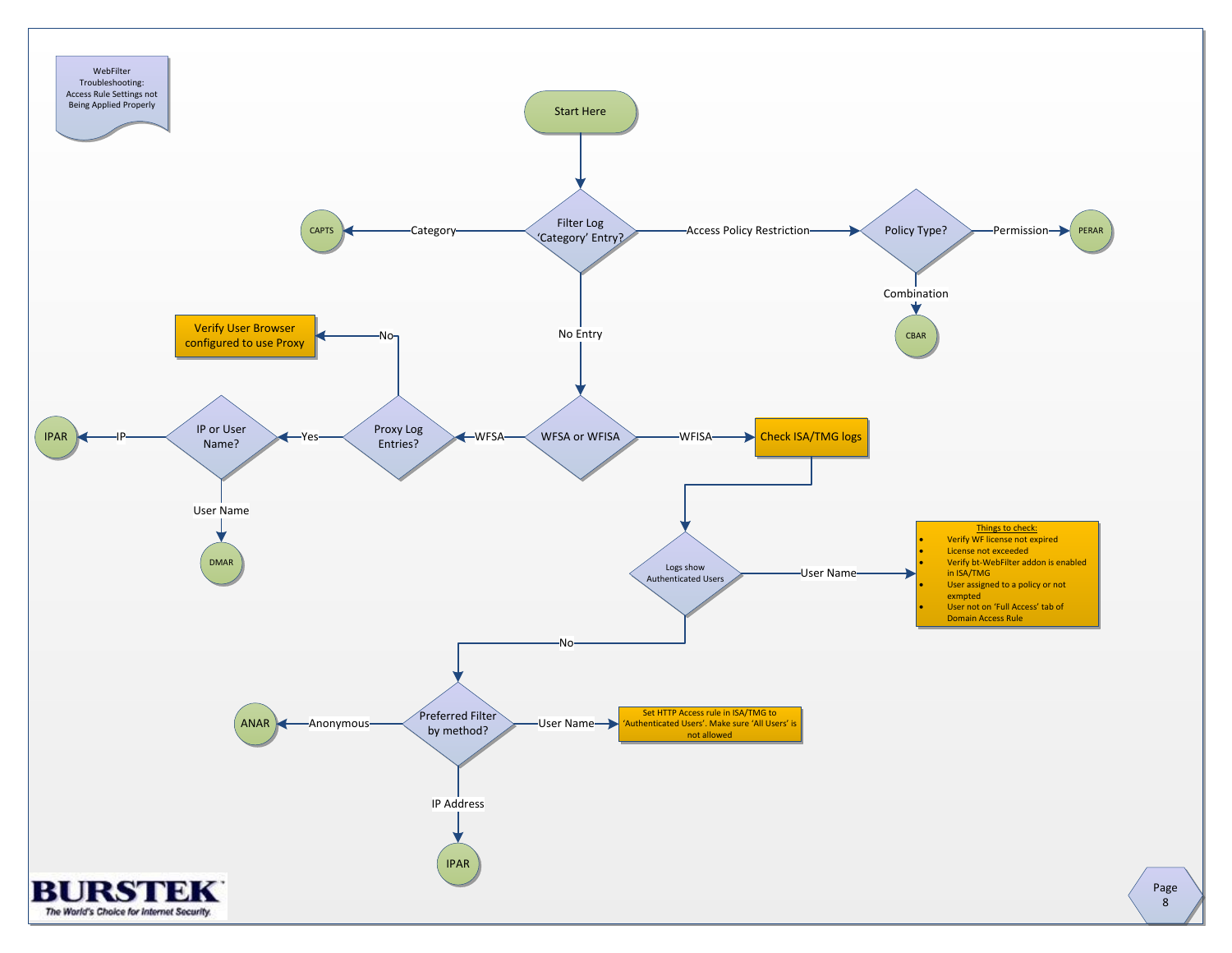WebFilter Troubleshooting: Access Rule Settings not Being Applied Properly

Start Here

Filter Log 'Category' Entry?

- Category → CAPTS
- Access Policy Restriction → Policy Type?
  - Permission → PERAR
  - Combination → CBAR
- No Entry → WFSA or WFISA
  - WFSA → Proxy Log Entries?
    - No → Verify User Browser configured to use Proxy
    - Yes → IP or User Name?
      - IP → IPAR
      - User Name → DMAR
  - WFISA → Check ISA/TMG logs → Logs show Authenticated Users
    - User Name → Things to check:
      - Verify WF license not expired
      - License not exceeded
      - Verify bt-WebFilter addon is enabled in ISA/TMG
      - User assigned to a policy or not exmpted
      - User not on 'Full Access' tab of Domain Access Rule
    - No → Preferred Filter by method?
      - Anonymous → ANAR
      - User Name → Set HTTP Access rule in ISA/TMG to 'Authenticated Users'. Make sure 'All Users' is not allowed
      - IP Address → IPAR

BURSTEK
The World's Choice for Internet Security.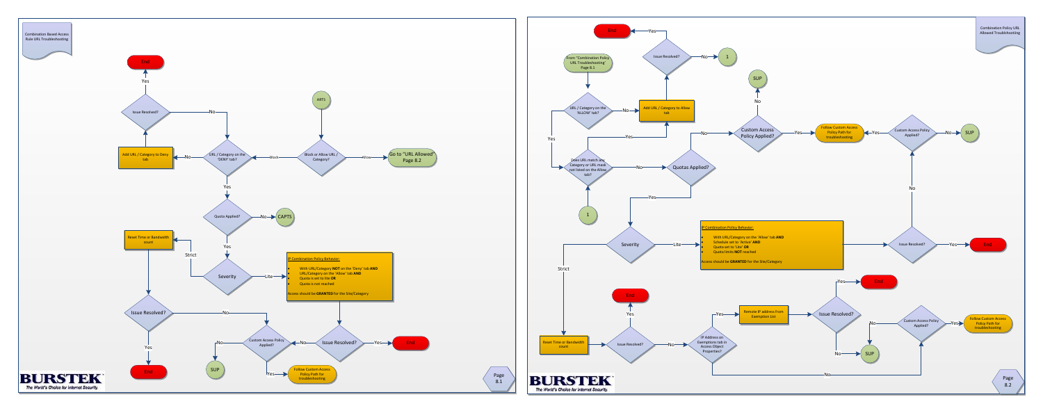## Combination Based Access Rule URL Troubleshooting

ARTS

Block or Allow URL / Category?

- Allow → Go to "URL Allowed" Page 8.2
- Block → URL / Category on the 'DENY' tab?

URL / Category on the 'DENY' tab?

- No → Add URL / Category to Deny tab → Issue Resolved?
  - Yes → End
  - No → URL / Category on the 'DENY' tab?
- Yes → Quota Applied?

Quota Applied?

- No → CAPTS
- Yes → Severity

Severity

- Strict → Reset Time or Bandwidth count → Issue Resolved?
  - Yes → End
  - No → Custom Access Policy Applied?
- Lite → IP Combination Policy Behavior → Issue Resolved?

**IP Combination Policy Behavior:**

- With URL/Category **NOT** on the 'Deny' tab **AND**
- URL/Category on the 'Allow' tab **AND**
- Quota is set to lite **OR**
- Quota is not reached

Access should be **GRANTED** for the Site/Category

Issue Resolved?

- Yes → End
- No → Custom Access Policy Applied?
  - No → SUP
  - Yes → Follow Custom Access Policy Path for troubleshooting

Page 8.1

## Combination Policy URL Allowed Troubleshooting

From "Combination Policy URL Troubleshooting" Page 8.1

URL / Category on the 'ALLOW' tab?

- No → Add URL / Category to Allow tab → Issue Resolved?
  - Yes → End
  - No → 1
- Yes → Does URL match any Category or URL mask not listed on the Allow tab?

1 → Does URL match any Category or URL mask not listed on the Allow tab?

Does URL match any Category or URL mask not listed on the Allow tab?

- Yes → Add URL / Category to Allow tab
- No → Quotas Applied?

Quotas Applied?

- No → Custom Access Policy Applied?
  - No → SUP
  - Yes → Follow Custom Access Policy Path for troubleshooting
- Yes → Severity

Severity

- Lite → IP Combination Policy Behavior → Issue Resolved?
  - Yes → End
  - No → Custom Access Policy Applied?
    - Yes → Follow Custom Access Policy Path for troubleshooting
    - No → SUP
- Strict → Reset Time or Bandwidth count → Issue Resolved?
  - Yes → End
  - No → IP Address on Exemptions tab in Access Object Properties?

**IP Combination Policy Behavior:**

- With URL/Category on the 'Allow' tab **AND**
- Schedule set to 'Active' **AND**
- Quota set to 'Lite' **OR**
- Quota limits **NOT** reached

Access should be **GRANTED** for the Site/Category

IP Address on Exemptions tab in Access Object Properties?

- Yes → Remote IP address from Exemption List → Issue Resolved?
  - Yes → End
  - No → SUP
- No → Custom Access Policy Applied?
  - No → SUP
  - Yes → Follow Custom Access Policy Path for troubleshooting

Page 8.2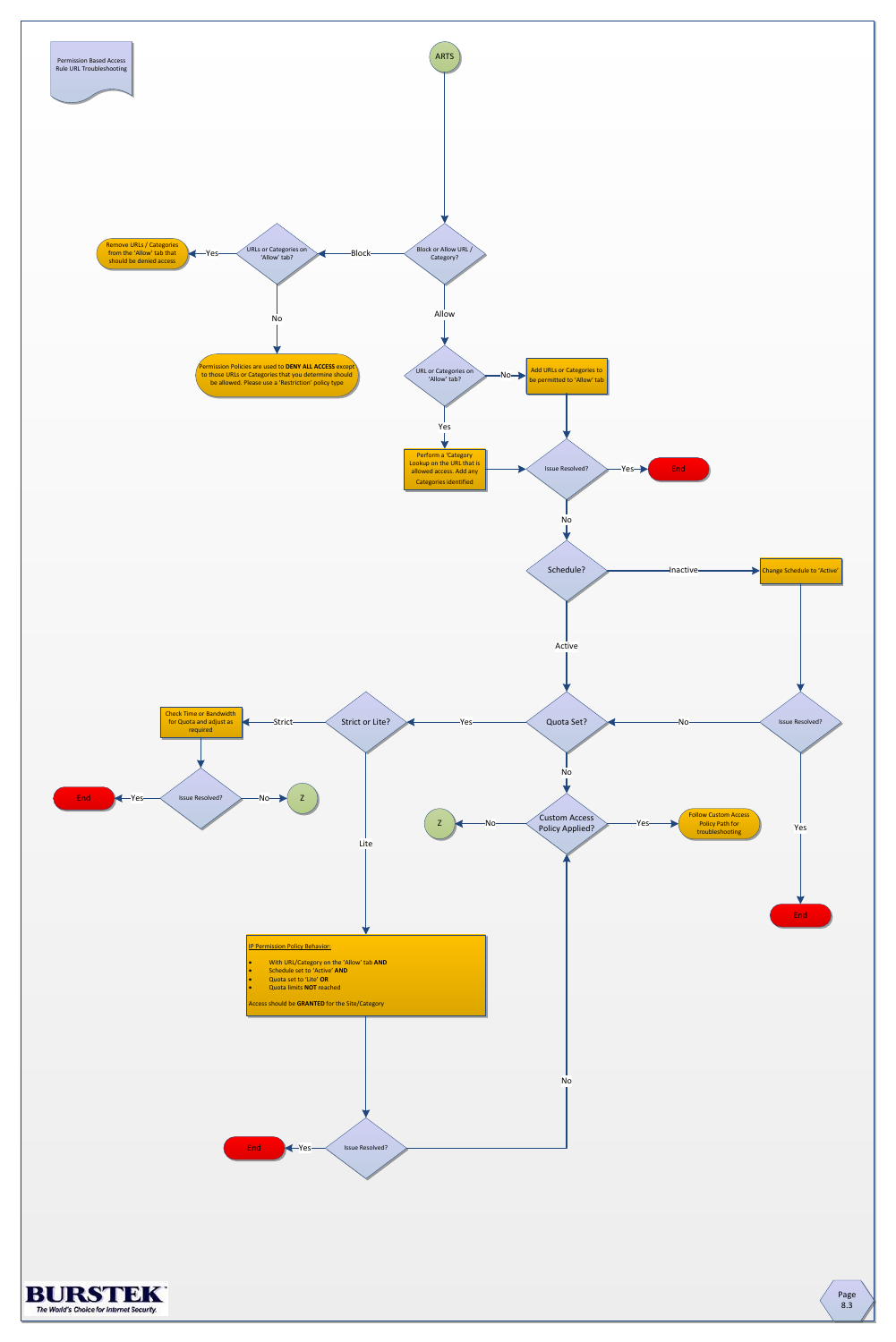Permission Based Access Rule URL Troubleshooting

ARTS

Block or Allow URL / Category?

Block

URLs or Categories on 'Allow' tab?

Yes

Remove URLs / Categories from the 'Allow' tab that should be denied access

No

Permission Policies are used to **DENY ALL ACCESS** except to those URLs or Categories that you determine should be allowed. Please use a 'Restriction' policy type

Allow

URL or Categories on 'Allow' tab?

No

Add URLs or Categories to be permitted to 'Allow' tab

Yes

Perform a 'Category Lookup on the URL that is allowed access. Add any Categories identified

Issue Resolved?

Yes

End

No

Schedule?

Inactive

Change Schedule to 'Active'

Issue Resolved?

Yes

End

No

Active

Quota Set?

Yes

Strict or Lite?

Strict

Check Time or Bandwidth for Quota and adjust as required

Issue Resolved?

Yes

End

No

Z

Lite

IP Permission Policy Behavior:

- With URL/Category on the 'Allow' tab **AND**
- Schedule set to 'Active' **AND**
- Quota set to 'Lite' **OR**
- Quota limits **NOT** reached

Access should be **GRANTED** for the Site/Category

Issue Resolved?

Yes

End

No

No

Custom Access Policy Applied?

Yes

Follow Custom Access Policy Path for troubleshooting

No

Z

BURSTEK
The World's Choice for Internet Security.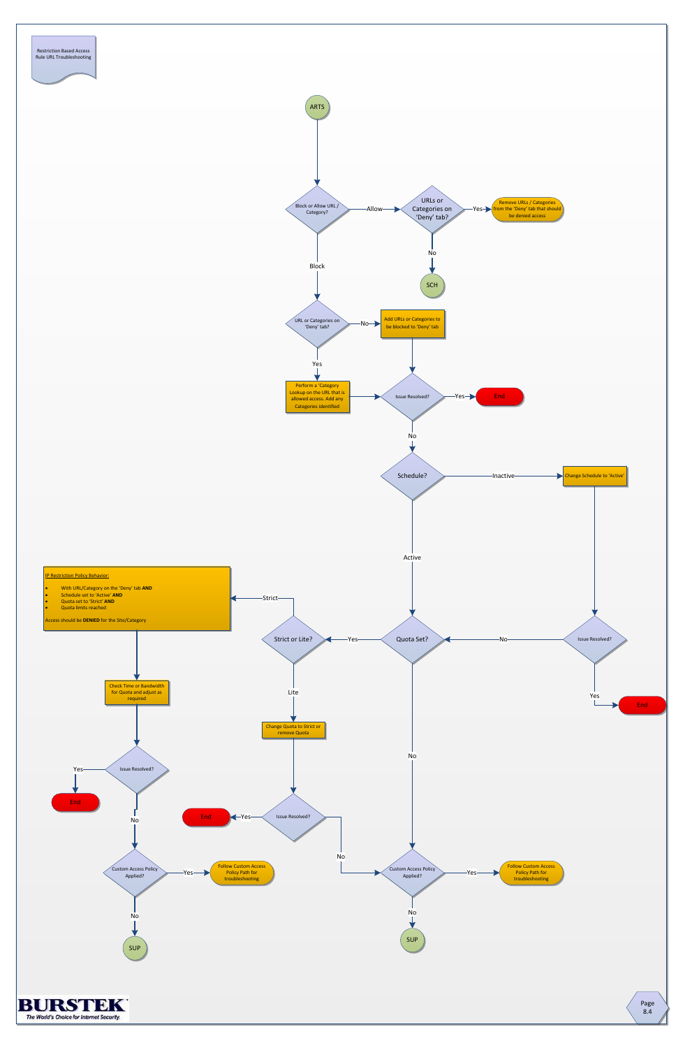Restriction Based Access Rule URL Troubleshooting

ARTS

Block or Allow URL / Category?

Allow

URLs or Categories on 'Deny' tab?

Yes

Remove URLs / Categories from the 'Deny' tab that should be denied access

No

SCH

Block

URL or Categories on 'Deny' tab?

No

Add URLs or Categories to be blocked to 'Deny' tab

Yes

Perform a 'Category Lookup on the URL that is allowed access. Add any Categories identified

Issue Resolved?

Yes

End

No

Schedule?

Inactive

Change Schedule to 'Active'

Active

IP Restriction Policy Behavior:

- With URL/Category on the 'Deny' tab **AND**
- Schedule set to 'Active' **AND**
- Quota set to 'Strict' **AND**
- Quota limits reached

Access should be **DENIED** for the Site/Category

Strict

Strict or Lite?

Yes

Quota Set?

No

Issue Resolved?

Yes

End

Check Time or Bandwidth for Quota and adjust as required

Lite

Change Quota to Strict or remove Quota

No

Issue Resolved?

Yes

End

No

Issue Resolved?

Yes

End

No

Custom Access Policy Applied?

Yes

Follow Custom Access Policy Path for troubleshooting

No

SUP

Custom Access Policy Applied?

Yes

Follow Custom Access Policy Path for troubleshooting

No

SUP

BURSTEK

*The World's Choice for Internet Security.*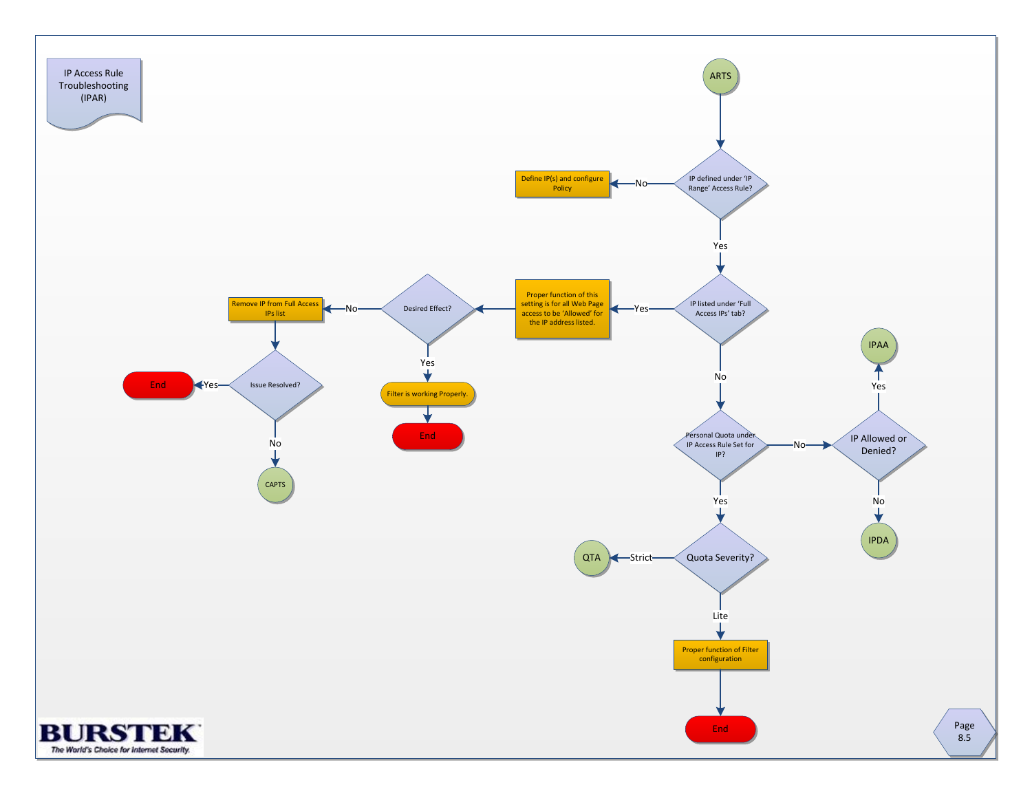# IP Access Rule Troubleshooting (IPAR)

**ARTS**

- **IP defined under 'IP Range' Access Rule?**
  - No → Define IP(s) and configure Policy
  - Yes → **IP listed under 'Full Access IPs' tab?**
    - Yes → Proper function of this setting is for all Web Page access to be 'Allowed' for the IP address listed. → **Desired Effect?**
      - Yes → Filter is working Properly. → End
      - No → Remove IP from Full Access IPs list → **Issue Resolved?**
        - Yes → End
        - No → CAPTS
    - No → **Personal Quota under IP Access Rule Set for IP?**
      - No → **IP Allowed or Denied?**
        - Yes → IPAA
        - No → IPDA
      - Yes → **Quota Severity?**
        - Strict → QTA
        - Lite → Proper function of Filter configuration → End

BURSTEK
The World's Choice for Internet Security.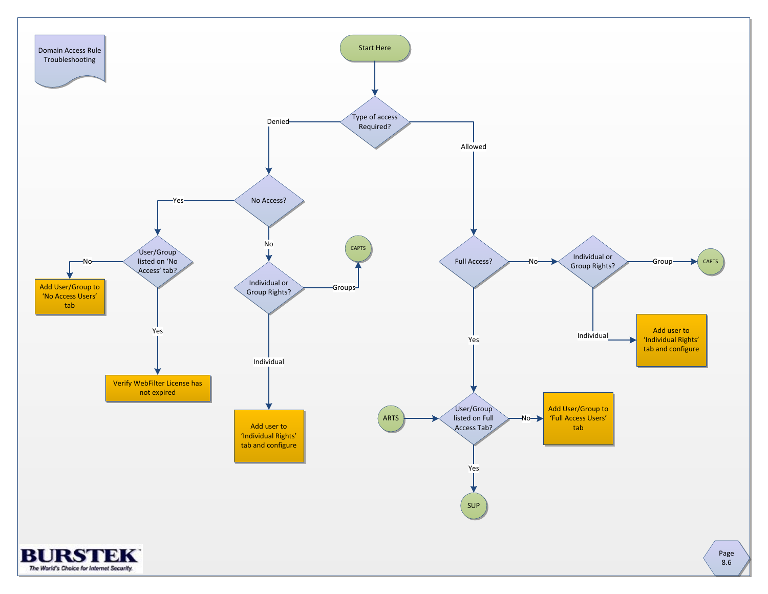# Domain Access Rule Troubleshooting

- **Start Here**
- **Type of access Required?**
  - **Denied** → **No Access?**
    - **Yes** → **User/Group listed on 'No Access' tab?**
      - **No** → Add User/Group to 'No Access Users' tab
      - **Yes** → Verify WebFilter License has not expired
    - **No** → **Individual or Group Rights?**
      - **Groups** → CAPTS
      - **Individual** → Add user to 'Individual Rights' tab and configure
  - **Allowed** → **Full Access?**
    - **No** → **Individual or Group Rights?**
      - **Group** → CAPTS
      - **Individual** → Add user to 'Individual Rights' tab and configure
    - **Yes** → **User/Group listed on Full Access Tab?** (also entered from ARTS)
      - **No** → Add User/Group to 'Full Access Users' tab
      - **Yes** → SUP

BURSTEK
The World's Choice for Internet Security.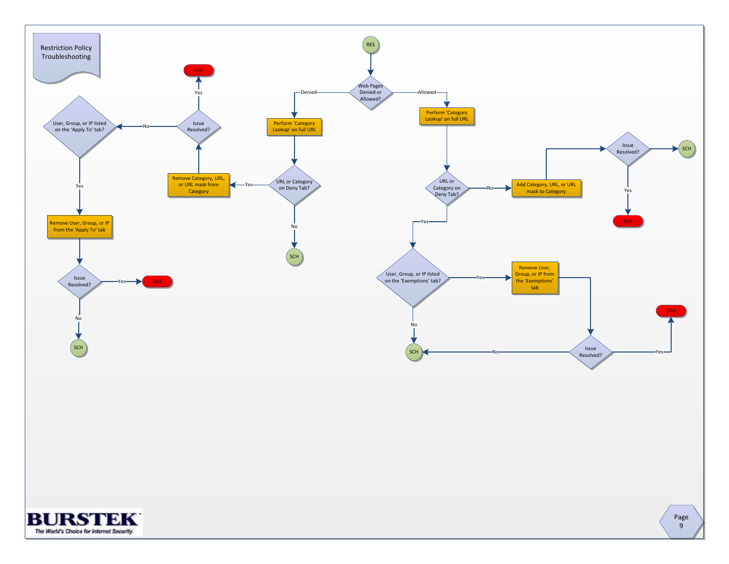# Restriction Policy Troubleshooting

RES

Web Pages Denied or Allowed?

Denied

Perform 'Category Lookup' on full URL

URL or Category on Deny Tab?

Yes

Remove Category, URL, or URL mask from Category

Issue Resolved?

Yes

End

No

User, Group, or IP listed on the 'Apply To' tab?

Yes

Remove User, Group, or IP from the 'Apply To' tab

Issue Resolved?

Yes

End

No

SCH

No

SCH

Allowed

Perform 'Category Lookup' on full URL

URL or Category on Deny Tab?

No

Add Category, URL, or URL mask to Category

Issue Resolved?

SCH

Yes

End

Yes

User, Group, or IP listed on the 'Exemptions' tab?

Yes

Remove User, Group, or IP from the 'Exemptions' tab

Issue Resolved?

Yes

End

No

SCH

No

SCH

**BURSTEK**

*The World's Choice for Internet Security.*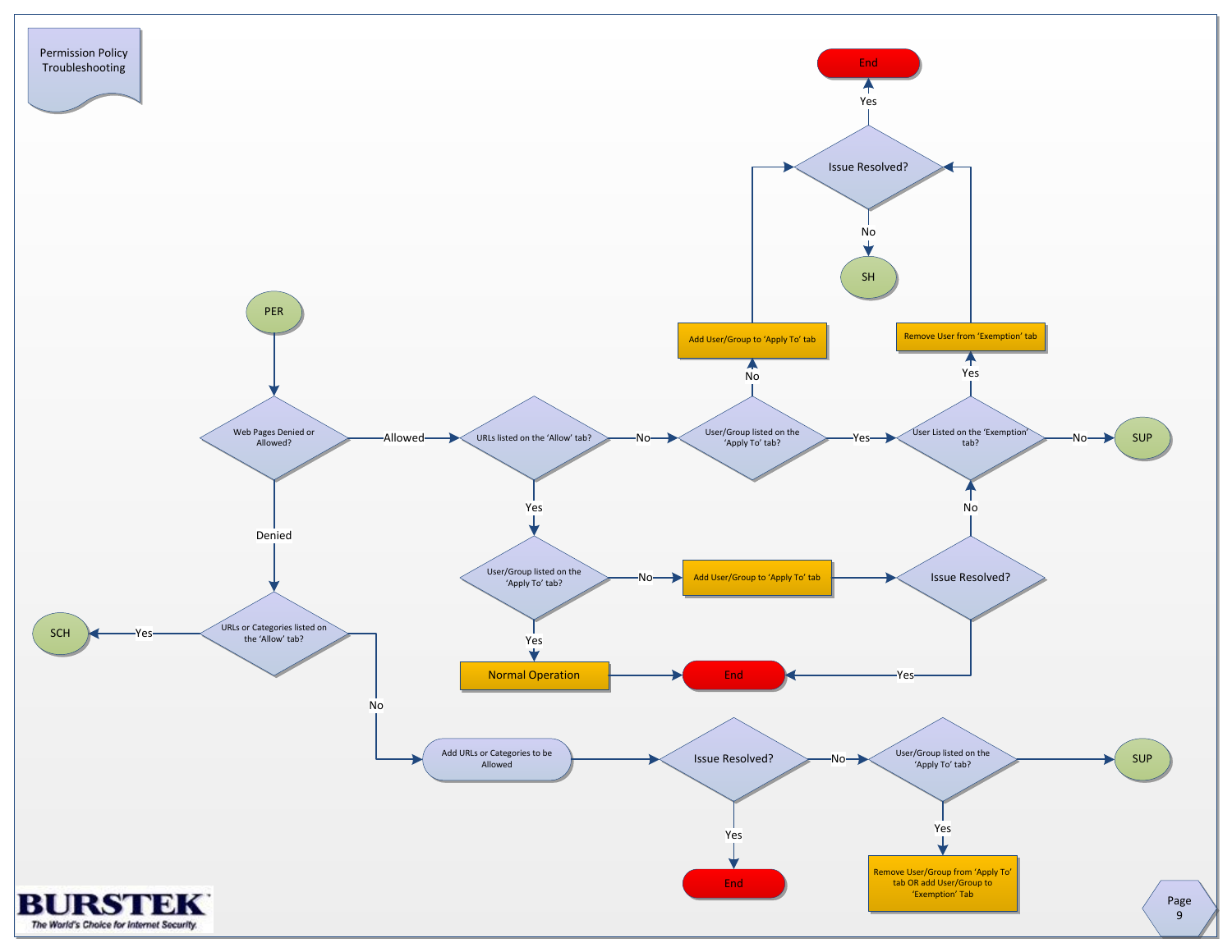# Permission Policy Troubleshooting

PER

Web Pages Denied or Allowed?

- **Allowed** → URLs listed on the 'Allow' tab?
  - **No** → User/Group listed on the 'Apply To' tab?
    - **No** → Add User/Group to 'Apply To' tab → Issue Resolved?
      - **Yes** → End
      - **No** → SH
    - **Yes** → User Listed on the 'Exemption' tab?
      - **Yes** → Remove User from 'Exemption' tab → Issue Resolved?
        - **Yes** → End
        - **No** → SH
      - **No** → SUP
  - **Yes** → User/Group listed on the 'Apply To' tab?
    - **Yes** → Normal Operation → End
    - **No** → Add User/Group to 'Apply To' tab → Issue Resolved?
      - **Yes** → End
      - **No** → User Listed on the 'Exemption' tab?
- **Denied** → URLs or Categories listed on the 'Allow' tab?
  - **Yes** → SCH
  - **No** → Add URLs or Categories to be Allowed → Issue Resolved?
    - **Yes** → End
    - **No** → User/Group listed on the 'Apply To' tab?
      - **Yes** → Remove User/Group from 'Apply To' tab OR add User/Group to 'Exemption' Tab
      - → SUP

BURSTEK
*The World's Choice for Internet Security.*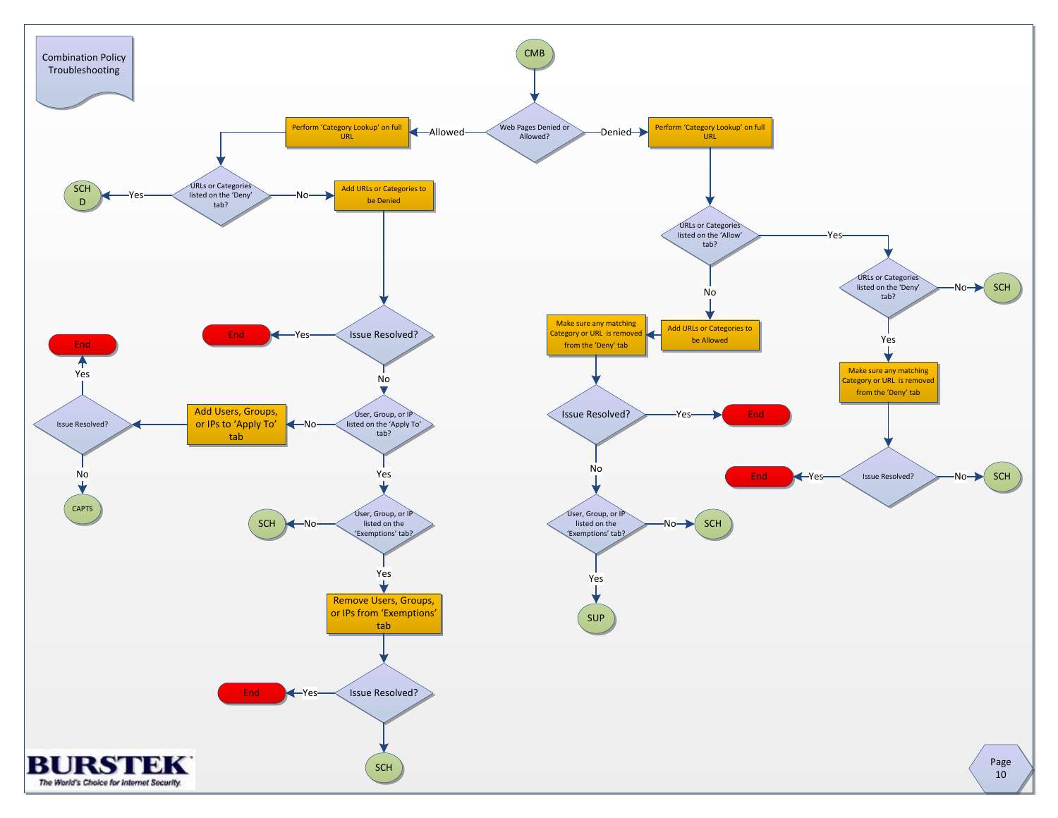# Combination Policy Troubleshooting

**CMB** → Web Pages Denied or Allowed?

**Allowed:**

- Perform 'Category Lookup' on full URL
- URLs or Categories listed on the 'Deny' tab?
  - Yes → SCHD
  - No → Add URLs or Categories to be Denied
    - Issue Resolved?
      - Yes → End
      - No → User, Group, or IP listed on the 'Apply To' tab?
        - No → Add Users, Groups, or IPs to 'Apply To' tab
          - Issue Resolved?
            - Yes → End
            - No → CAPTS
        - Yes → User, Group, or IP listed on the 'Exemptions' tab?
          - No → SCH
          - Yes → Remove Users, Groups, or IPs from 'Exemptions' tab
            - Issue Resolved?
              - Yes → End
              - No → SCH

**Denied:**

- Perform 'Category Lookup' on full URL
- URLs or Categories listed on the 'Allow' tab?
  - No → Add URLs or Categories to be Allowed
    - Make sure any matching Category or URL is removed from the 'Deny' tab
    - Issue Resolved?
      - Yes → End
      - No → User, Group, or IP listed on the 'Exemptions' tab?
        - No → SCH
        - Yes → SUP
  - Yes → URLs or Categories listed on the 'Deny' tab?
    - No → SCH
    - Yes → Make sure any matching Category or URL is removed from the 'Deny' tab
      - Issue Resolved?
        - Yes → End
        - No → SCH

BURSTEK
*The World's Choice for Internet Security.*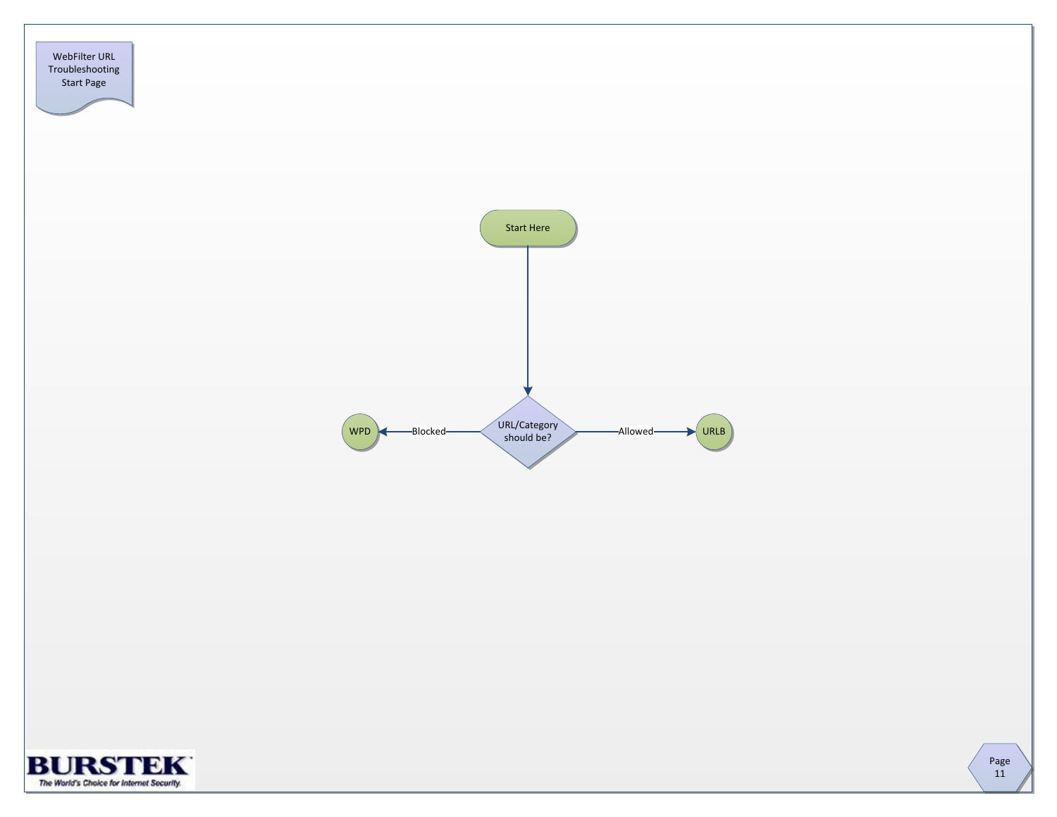# WebFilter URL Troubleshooting Start Page

Start Here

URL/Category should be?

- Blocked → WPD
- Allowed → URLB

BURSTEK

*The World's Choice for Internet Security.*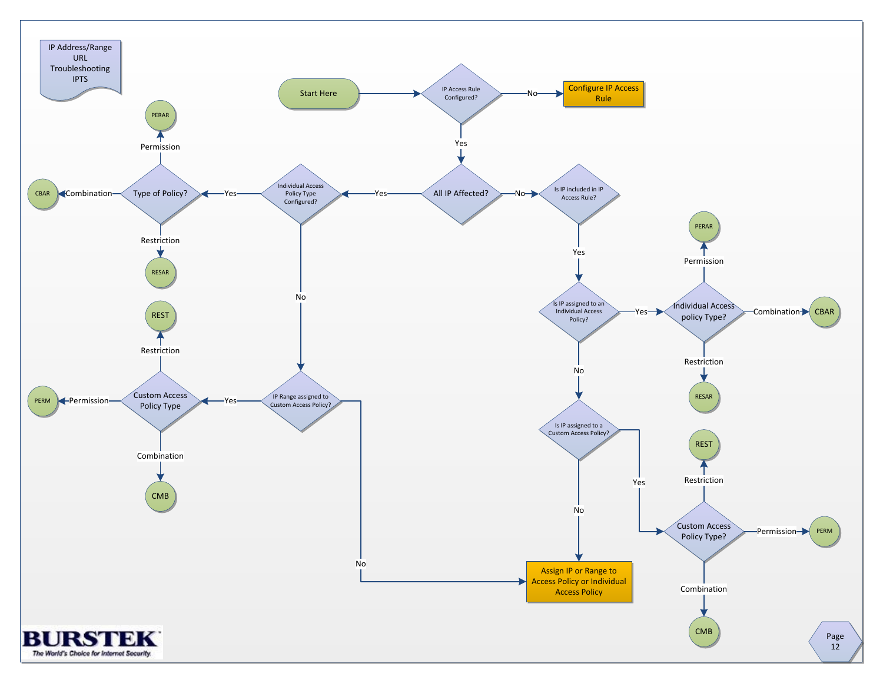IP Address/Range
URL
Troubleshooting
IPTS

Start Here

- IP Access Rule Configured?
  - No → Configure IP Access Rule
  - Yes → All IP Affected?
    - Yes → Individual Access Policy Type Configured?
      - Yes → Type of Policy?
        - Permission → PERAR
        - Combination → CBAR
        - Restriction → RESAR
      - No → IP Range assigned to Custom Access Policy?
        - Yes → Custom Access Policy Type
          - Restriction → REST
          - Permission → PERM
          - Combination → CMB
        - No → Assign IP or Range to Access Policy or Individual Access Policy
    - No → Is IP included in IP Access Rule?
      - Yes → Is IP assigned to an Individual Access Policy?
        - Yes → Individual Access policy Type?
          - Permission → PERAR
          - Combination → CBAR
          - Restriction → RESAR
        - No → Is IP assigned to a Custom Access Policy?
          - Yes → Custom Access Policy Type?
            - Restriction → REST
            - Permission → PERM
            - Combination → CMB
          - No → Assign IP or Range to Access Policy or Individual Access Policy

BURSTEK
The World's Choice for Internet Security.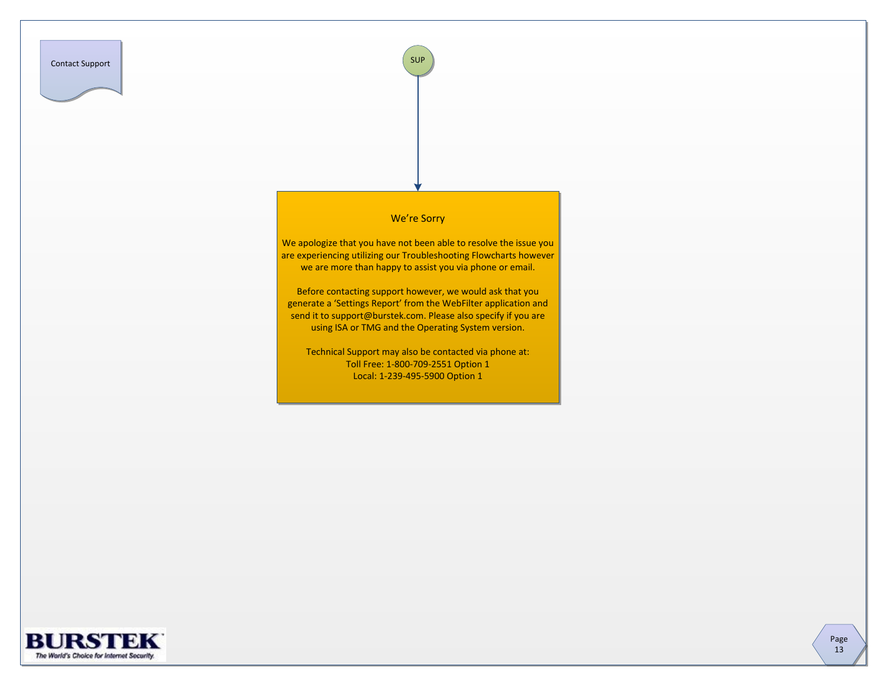Contact Support

SUP

### We’re Sorry

We apologize that you have not been able to resolve the issue you are experiencing utilizing our Troubleshooting Flowcharts however we are more than happy to assist you via phone or email.

Before contacting support however, we would ask that you generate a ‘Settings Report’ from the WebFilter application and send it to support@burstek.com. Please also specify if you are using ISA or TMG and the Operating System version.

Technical Support may also be contacted via phone at:
Toll Free: 1-800-709-2551 Option 1
Local: 1-239-495-5900 Option 1

BURSTEK
The World's Choice for Internet Security.